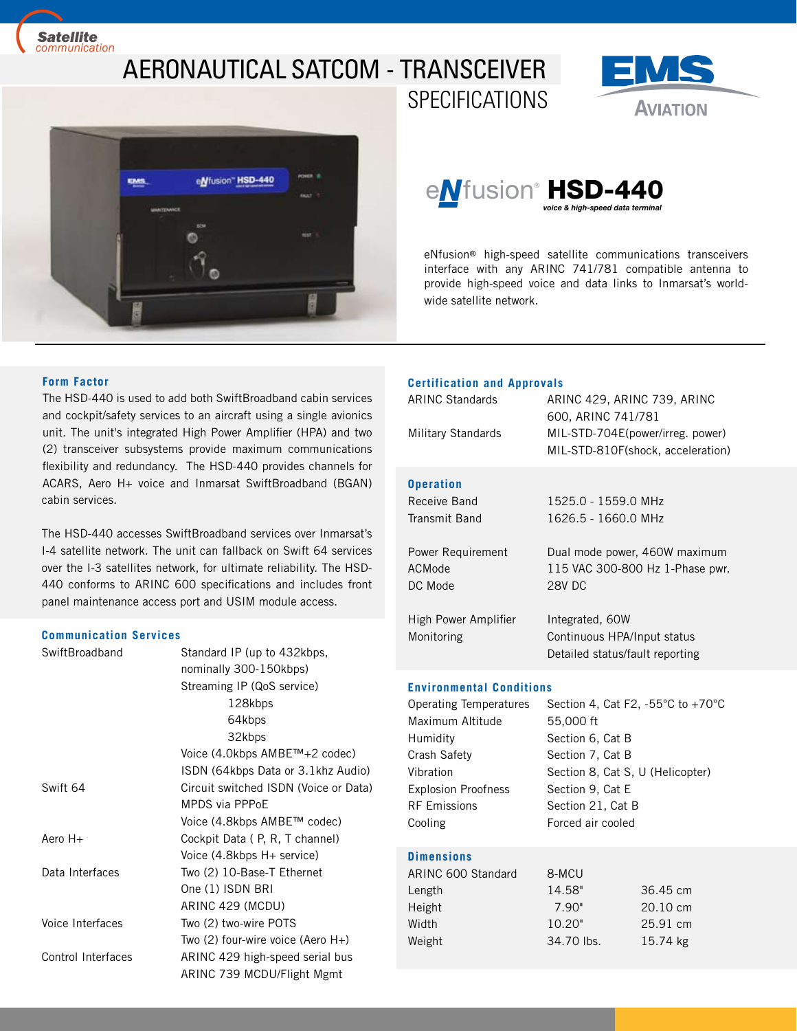Satellite communication

# AERONAUTICAL SATCOM - TRANSCEIVER SPECIFICATIONS

EMS AVIATION

## eNfusion® HSD-440

*voice & high-speed data terminal*

eNfusion® high-speed satellite communications transceivers interface with any ARINC 741/781 compatible antenna to provide high-speed voice and data links to Inmarsat's world-wide satellite network.

### Form Factor

The HSD-440 is used to add both SwiftBroadband cabin services and cockpit/safety services to an aircraft using a single avionics unit. The unit's integrated High Power Amplifier (HPA) and two (2) transceiver subsystems provide maximum communications flexibility and redundancy. The HSD-440 provides channels for ACARS, Aero H+ voice and Inmarsat SwiftBroadband (BGAN) cabin services.

The HSD-440 accesses SwiftBroadband services over Inmarsat's I-4 satellite network. The unit can fallback on Swift 64 services over the I-3 satellites network, for ultimate reliability. The HSD-440 conforms to ARINC 600 specifications and includes front panel maintenance access port and USIM module access.

### Communication Services

| | |
|---|---|
| SwiftBroadband | Standard IP (up to 432kbps, nominally 300-150kbps) |
| | Streaming IP (QoS service) |
| | 128kbps |
| | 64kbps |
| | 32kbps |
| | Voice (4.0kbps AMBE™+2 codec) |
| | ISDN (64kbps Data or 3.1khz Audio) |
| Swift 64 | Circuit switched ISDN (Voice or Data) |
| | MPDS via PPPoE |
| | Voice (4.8kbps AMBE™ codec) |
| Aero H+ | Cockpit Data ( P, R, T channel) |
| | Voice (4.8kbps H+ service) |
| Data Interfaces | Two (2) 10-Base-T Ethernet |
| | One (1) ISDN BRI |
| | ARINC 429 (MCDU) |
| Voice Interfaces | Two (2) two-wire POTS |
| | Two (2) four-wire voice (Aero H+) |
| Control Interfaces | ARINC 429 high-speed serial bus |
| | ARINC 739 MCDU/Flight Mgmt |

### Certification and Approvals

| | |
|---|---|
| ARINC Standards | ARINC 429, ARINC 739, ARINC 600, ARINC 741/781 |
| Military Standards | MIL-STD-704E(power/irreg. power) |
| | MIL-STD-810F(shock, acceleration) |

### Operation

| | |
|---|---|
| Receive Band | 1525.0 - 1559.0 MHz |
| Transmit Band | 1626.5 - 1660.0 MHz |
| Power Requirement | Dual mode power, 460W maximum |
| ACMode | 115 VAC 300-800 Hz 1-Phase pwr. |
| DC Mode | 28V DC |
| High Power Amplifier | Integrated, 60W |
| Monitoring | Continuous HPA/Input status |
| | Detailed status/fault reporting |

### Environmental Conditions

| | |
|---|---|
| Operating Temperatures | Section 4, Cat F2, -55°C to +70°C |
| Maximum Altitude | 55,000 ft |
| Humidity | Section 6, Cat B |
| Crash Safety | Section 7, Cat B |
| Vibration | Section 8, Cat S, U (Helicopter) |
| Explosion Proofness | Section 9, Cat E |
| RF Emissions | Section 21, Cat B |
| Cooling | Forced air cooled |

### Dimensions

| | | |
|---|---|---|
| ARINC 600 Standard | 8-MCU | |
| Length | 14.58" | 36.45 cm |
| Height | 7.90" | 20.10 cm |
| Width | 10.20" | 25.91 cm |
| Weight | 34.70 lbs. | 15.74 kg |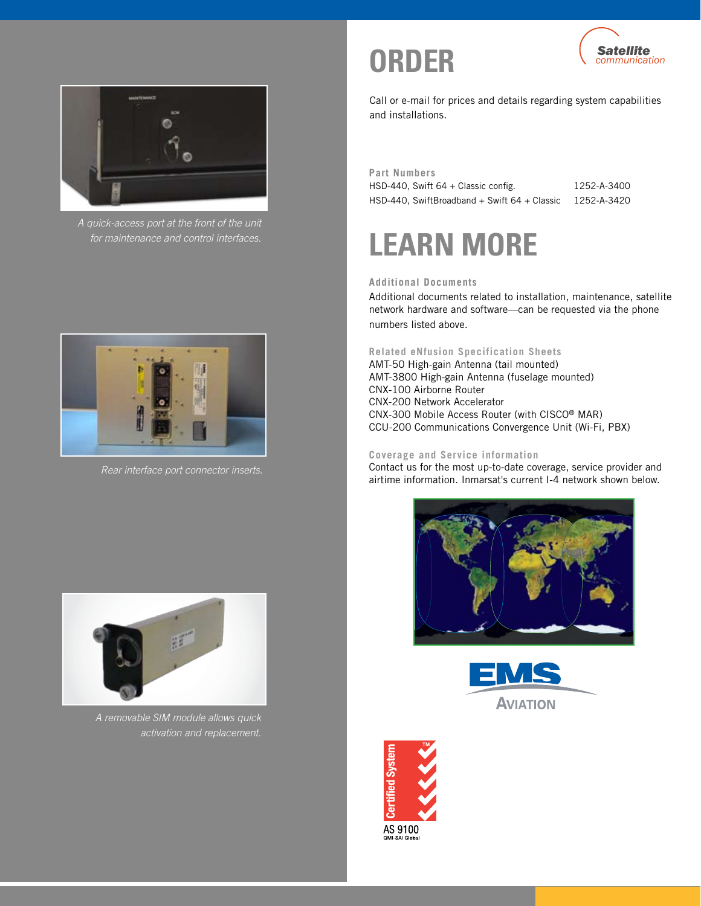A quick-access port at the front of the unit for maintenance and control interfaces.

Rear interface port connector inserts.

A removable SIM module allows quick activation and replacement.

# ORDER

Call or e-mail for prices and details regarding system capabilities and installations.

**Part Numbers**

| | |
|---|---|
| HSD-440, Swift 64 + Classic config. | 1252-A-3400 |
| HSD-440, SwiftBroadband + Swift 64 + Classic | 1252-A-3420 |

# LEARN MORE

**Additional Documents**

Additional documents related to installation, maintenance, satellite network hardware and software—can be requested via the phone numbers listed above.

**Related eNfusion Specification Sheets**

AMT-50 High-gain Antenna (tail mounted)
AMT-3800 High-gain Antenna (fuselage mounted)
CNX-100 Airborne Router
CNX-200 Network Accelerator
CNX-300 Mobile Access Router (with CISCO® MAR)
CCU-200 Communications Convergence Unit (Wi-Fi, PBX)

**Coverage and Service information**

Contact us for the most up-to-date coverage, service provider and airtime information. Inmarsat's current I-4 network shown below.